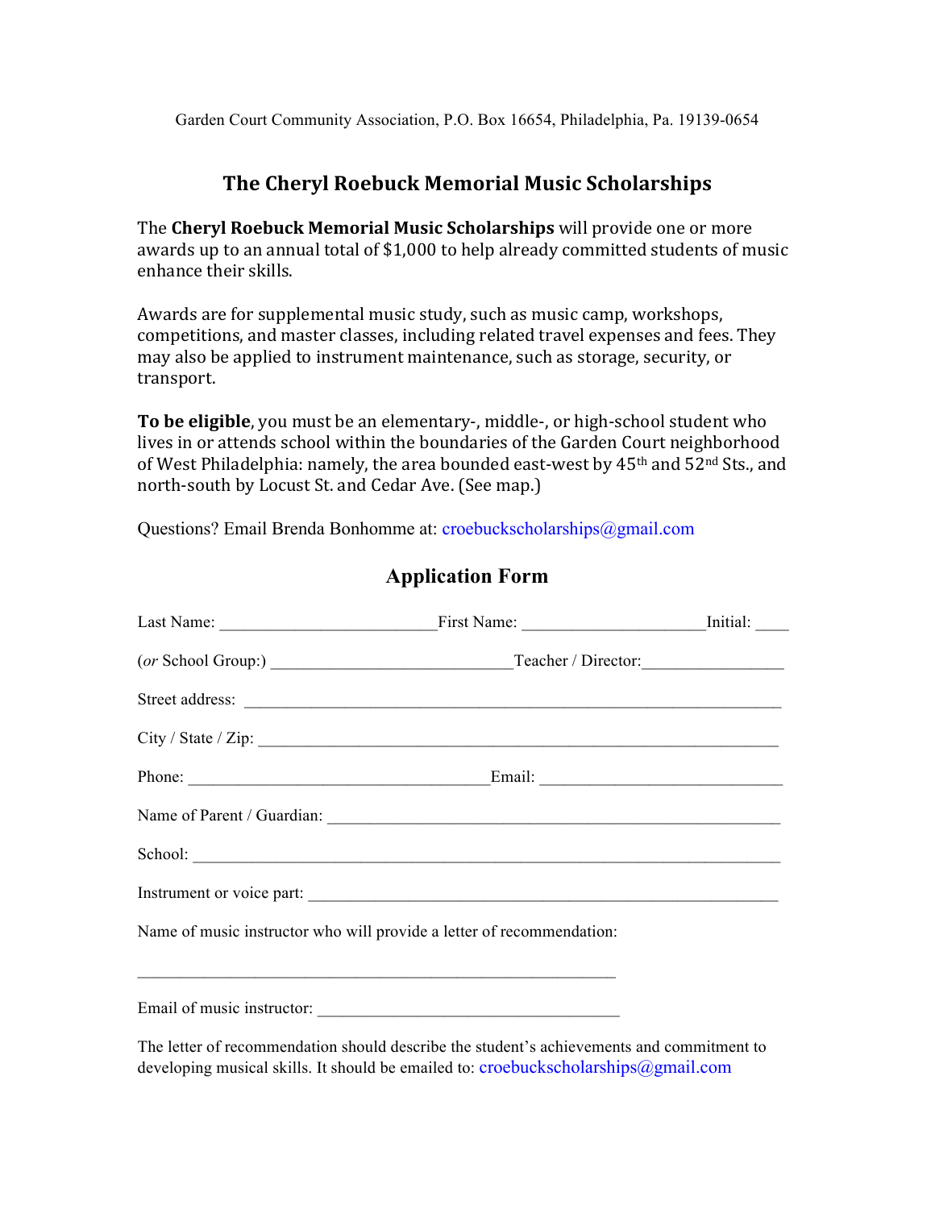Garden Court Community Association, P.O. Box 16654, Philadelphia, Pa. 19139-0654

# The Cheryl Roebuck Memorial Music Scholarships

The **Cheryl Roebuck Memorial Music Scholarships** will provide one or more awards up to an annual total of $1,000 to help already committed students of music enhance their skills.

Awards are for supplemental music study, such as music camp, workshops, competitions, and master classes, including related travel expenses and fees. They may also be applied to instrument maintenance, such as storage, security, or transport.

**To be eligible**, you must be an elementary-, middle-, or high-school student who lives in or attends school within the boundaries of the Garden Court neighborhood of West Philadelphia: namely, the area bounded east-west by 45th and 52nd Sts., and north-south by Locust St. and Cedar Ave. (See map.)

Questions? Email Brenda Bonhomme at: croebuckscholarships@gmail.com

## Application Form

Last Name: _________________________ First Name: _____________________ Initial: ____

(*or* School Group:) ____________________________ Teacher / Director: ________________

Street address: ______________________________________________________________

City / State / Zip: ____________________________________________________________

Phone: ___________________________________ Email: ____________________________

Name of Parent / Guardian: ____________________________________________________

School: ______________________________________________________________________

Instrument or voice part: ______________________________________________________

Name of music instructor who will provide a letter of recommendation:

_______________________________________________________

Email of music instructor: __________________________________

The letter of recommendation should describe the student's achievements and commitment to developing musical skills. It should be emailed to: croebuckscholarships@gmail.com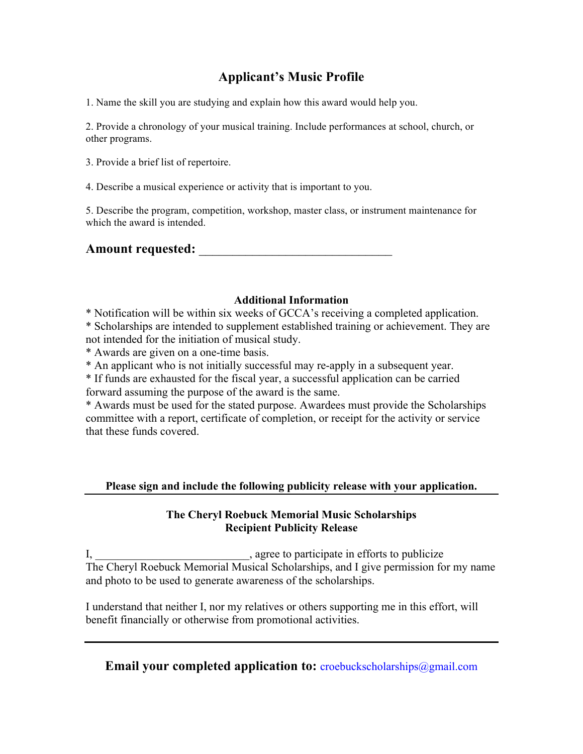## Applicant's Music Profile

1. Name the skill you are studying and explain how this award would help you.

2. Provide a chronology of your musical training. Include performances at school, church, or other programs.

3. Provide a brief list of repertoire.

4. Describe a musical experience or activity that is important to you.

5. Describe the program, competition, workshop, master class, or instrument maintenance for which the award is intended.

**Amount requested:** ______________________________

### Additional Information

* Notification will be within six weeks of GCCA's receiving a completed application.
* Scholarships are intended to supplement established training or achievement. They are not intended for the initiation of musical study.
* Awards are given on a one-time basis.
* An applicant who is not initially successful may re-apply in a subsequent year.
* If funds are exhausted for the fiscal year, a successful application can be carried forward assuming the purpose of the award is the same.
* Awards must be used for the stated purpose. Awardees must provide the Scholarships committee with a report, certificate of completion, or receipt for the activity or service that these funds covered.

**Please sign and include the following publicity release with your application.**

---

**The Cheryl Roebuck Memorial Music Scholarships**
**Recipient Publicity Release**

I, ___________________________, agree to participate in efforts to publicize The Cheryl Roebuck Memorial Musical Scholarships, and I give permission for my name and photo to be used to generate awareness of the scholarships.

I understand that neither I, nor my relatives or others supporting me in this effort, will benefit financially or otherwise from promotional activities.

---

**Email your completed application to:** croebuckscholarships@gmail.com